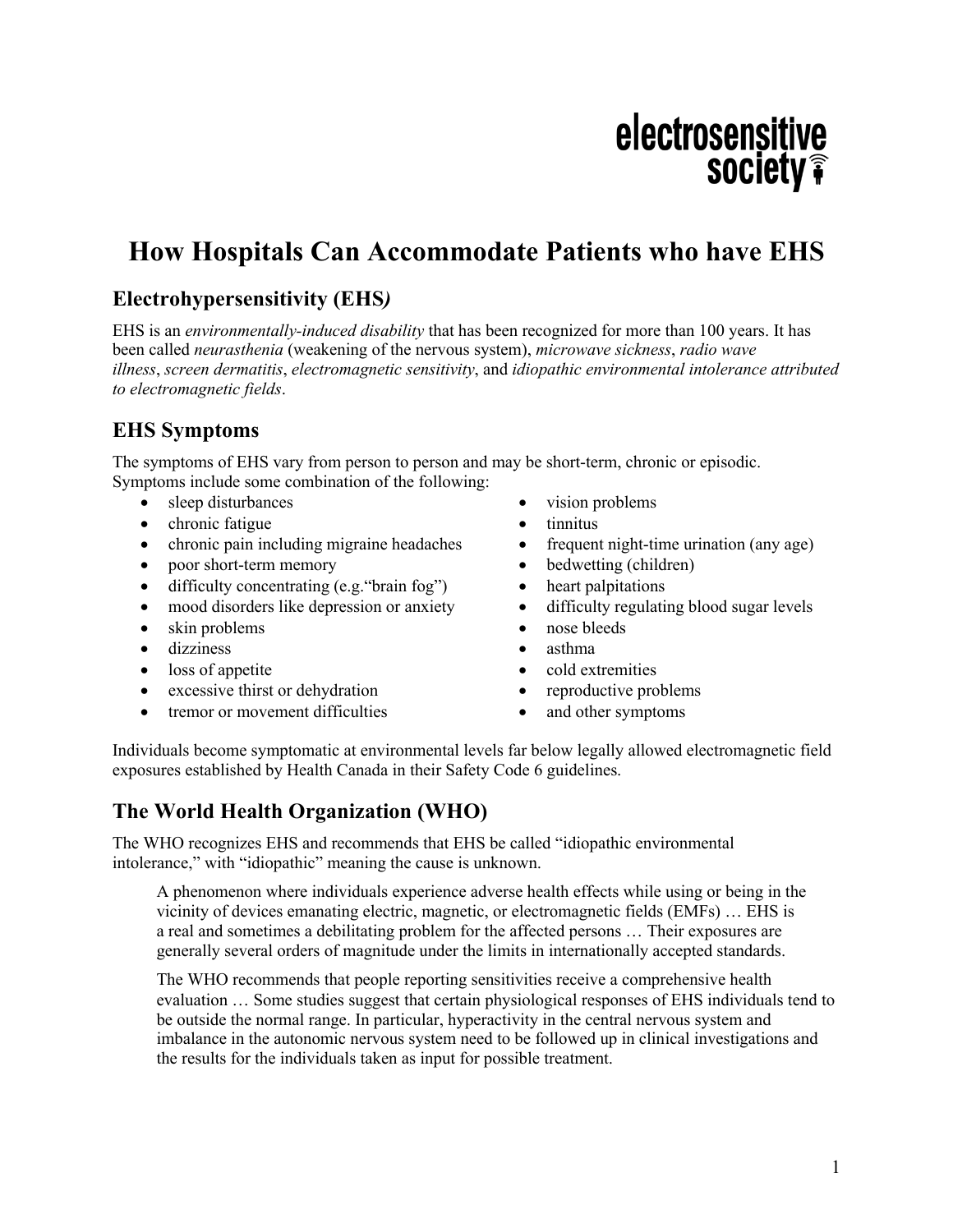electrosensitive society

# How Hospitals Can Accommodate Patients who have EHS

## Electrohypersensitivity (EHS*)*

EHS is an *environmentally-induced disability* that has been recognized for more than 100 years. It has been called *neurasthenia* (weakening of the nervous system), *microwave sickness*, *radio wave illness*, *screen dermatitis*, *electromagnetic sensitivity*, and *idiopathic environmental intolerance attributed to electromagnetic fields*.

## EHS Symptoms

The symptoms of EHS vary from person to person and may be short-term, chronic or episodic. Symptoms include some combination of the following:

- sleep disturbances
- chronic fatigue
- chronic pain including migraine headaches
- poor short-term memory
- difficulty concentrating (e.g."brain fog")
- mood disorders like depression or anxiety
- skin problems
- dizziness
- loss of appetite
- excessive thirst or dehydration
- tremor or movement difficulties
- vision problems
- tinnitus
- frequent night-time urination (any age)
- bedwetting (children)
- heart palpitations
- difficulty regulating blood sugar levels
- nose bleeds
- asthma
- cold extremities
- reproductive problems
- and other symptoms

Individuals become symptomatic at environmental levels far below legally allowed electromagnetic field exposures established by Health Canada in their Safety Code 6 guidelines.

## The World Health Organization (WHO)

The WHO recognizes EHS and recommends that EHS be called "idiopathic environmental intolerance," with "idiopathic" meaning the cause is unknown.

> A phenomenon where individuals experience adverse health effects while using or being in the vicinity of devices emanating electric, magnetic, or electromagnetic fields (EMFs) … EHS is a real and sometimes a debilitating problem for the affected persons … Their exposures are generally several orders of magnitude under the limits in internationally accepted standards.
>
> The WHO recommends that people reporting sensitivities receive a comprehensive health evaluation … Some studies suggest that certain physiological responses of EHS individuals tend to be outside the normal range. In particular, hyperactivity in the central nervous system and imbalance in the autonomic nervous system need to be followed up in clinical investigations and the results for the individuals taken as input for possible treatment.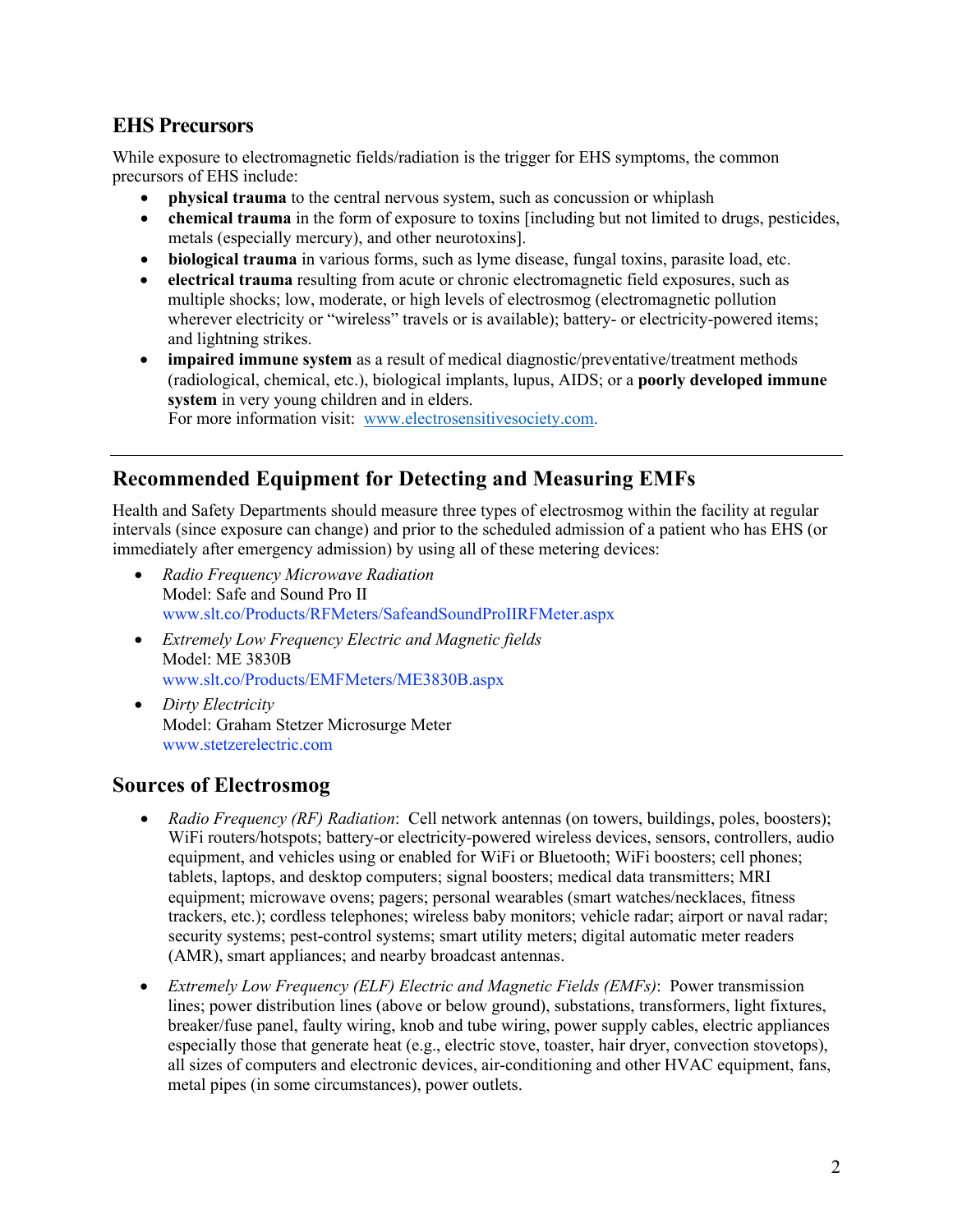## EHS Precursors

While exposure to electromagnetic fields/radiation is the trigger for EHS symptoms, the common precursors of EHS include:

- **physical trauma** to the central nervous system, such as concussion or whiplash
- **chemical trauma** in the form of exposure to toxins [including but not limited to drugs, pesticides, metals (especially mercury), and other neurotoxins].
- **biological trauma** in various forms, such as lyme disease, fungal toxins, parasite load, etc.
- **electrical trauma** resulting from acute or chronic electromagnetic field exposures, such as multiple shocks; low, moderate, or high levels of electrosmog (electromagnetic pollution wherever electricity or "wireless" travels or is available); battery- or electricity-powered items; and lightning strikes.
- **impaired immune system** as a result of medical diagnostic/preventative/treatment methods (radiological, chemical, etc.), biological implants, lupus, AIDS; or a **poorly developed immune system** in very young children and in elders.
  For more information visit: www.electrosensitivesociety.com.

---

## Recommended Equipment for Detecting and Measuring EMFs

Health and Safety Departments should measure three types of electrosmog within the facility at regular intervals (since exposure can change) and prior to the scheduled admission of a patient who has EHS (or immediately after emergency admission) by using all of these metering devices:

- *Radio Frequency Microwave Radiation*
  Model: Safe and Sound Pro II
  www.slt.co/Products/RFMeters/SafeandSoundProIIRFMeter.aspx
- *Extremely Low Frequency Electric and Magnetic fields*
  Model: ME 3830B
  www.slt.co/Products/EMFMeters/ME3830B.aspx
- *Dirty Electricity*
  Model: Graham Stetzer Microsurge Meter
  www.stetzerelectric.com

## Sources of Electrosmog

- *Radio Frequency (RF) Radiation*: Cell network antennas (on towers, buildings, poles, boosters); WiFi routers/hotspots; battery-or electricity-powered wireless devices, sensors, controllers, audio equipment, and vehicles using or enabled for WiFi or Bluetooth; WiFi boosters; cell phones; tablets, laptops, and desktop computers; signal boosters; medical data transmitters; MRI equipment; microwave ovens; pagers; personal wearables (smart watches/necklaces, fitness trackers, etc.); cordless telephones; wireless baby monitors; vehicle radar; airport or naval radar; security systems; pest-control systems; smart utility meters; digital automatic meter readers (AMR), smart appliances; and nearby broadcast antennas.

- *Extremely Low Frequency (ELF) Electric and Magnetic Fields (EMFs)*: Power transmission lines; power distribution lines (above or below ground), substations, transformers, light fixtures, breaker/fuse panel, faulty wiring, knob and tube wiring, power supply cables, electric appliances especially those that generate heat (e.g., electric stove, toaster, hair dryer, convection stovetops), all sizes of computers and electronic devices, air-conditioning and other HVAC equipment, fans, metal pipes (in some circumstances), power outlets.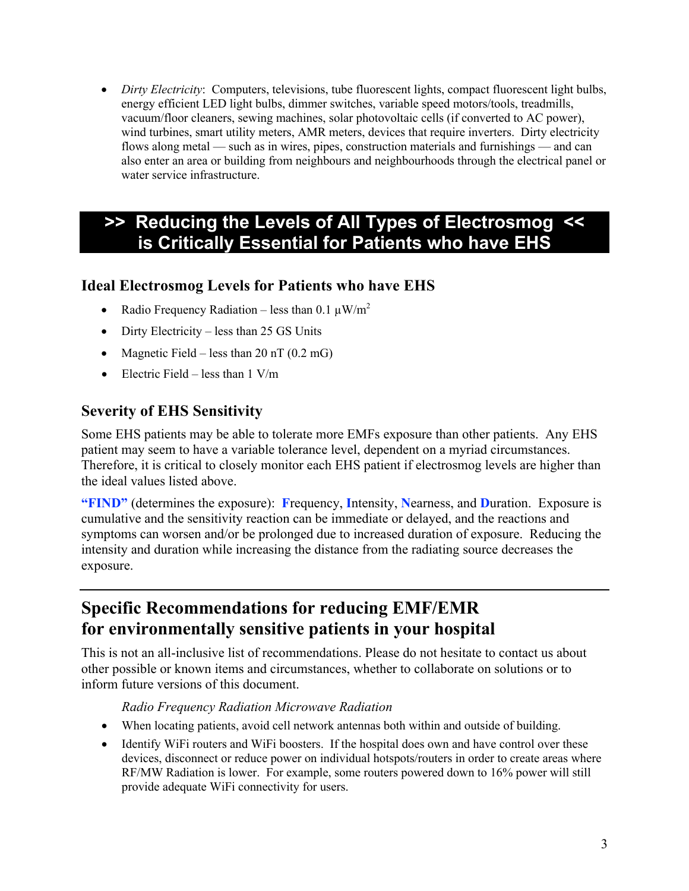- *Dirty Electricity*: Computers, televisions, tube fluorescent lights, compact fluorescent light bulbs, energy efficient LED light bulbs, dimmer switches, variable speed motors/tools, treadmills, vacuum/floor cleaners, sewing machines, solar photovoltaic cells (if converted to AC power), wind turbines, smart utility meters, AMR meters, devices that require inverters. Dirty electricity flows along metal — such as in wires, pipes, construction materials and furnishings — and can also enter an area or building from neighbours and neighbourhoods through the electrical panel or water service infrastructure.

## >> Reducing the Levels of All Types of Electrosmog << is Critically Essential for Patients who have EHS

### Ideal Electrosmog Levels for Patients who have EHS

- Radio Frequency Radiation – less than 0.1 µW/m$^2$
- Dirty Electricity – less than 25 GS Units
- Magnetic Field – less than 20 nT (0.2 mG)
- Electric Field – less than 1 V/m

### Severity of EHS Sensitivity

Some EHS patients may be able to tolerate more EMFs exposure than other patients. Any EHS patient may seem to have a variable tolerance level, dependent on a myriad circumstances. Therefore, it is critical to closely monitor each EHS patient if electrosmog levels are higher than the ideal values listed above.

**"FIND"** (determines the exposure): **F**requency, **I**ntensity, **N**earness, and **D**uration. Exposure is cumulative and the sensitivity reaction can be immediate or delayed, and the reactions and symptoms can worsen and/or be prolonged due to increased duration of exposure. Reducing the intensity and duration while increasing the distance from the radiating source decreases the exposure.

## Specific Recommendations for reducing EMF/EMR for environmentally sensitive patients in your hospital

This is not an all-inclusive list of recommendations. Please do not hesitate to contact us about other possible or known items and circumstances, whether to collaborate on solutions or to inform future versions of this document.

*Radio Frequency Radiation Microwave Radiation*

- When locating patients, avoid cell network antennas both within and outside of building.
- Identify WiFi routers and WiFi boosters. If the hospital does own and have control over these devices, disconnect or reduce power on individual hotspots/routers in order to create areas where RF/MW Radiation is lower. For example, some routers powered down to 16% power will still provide adequate WiFi connectivity for users.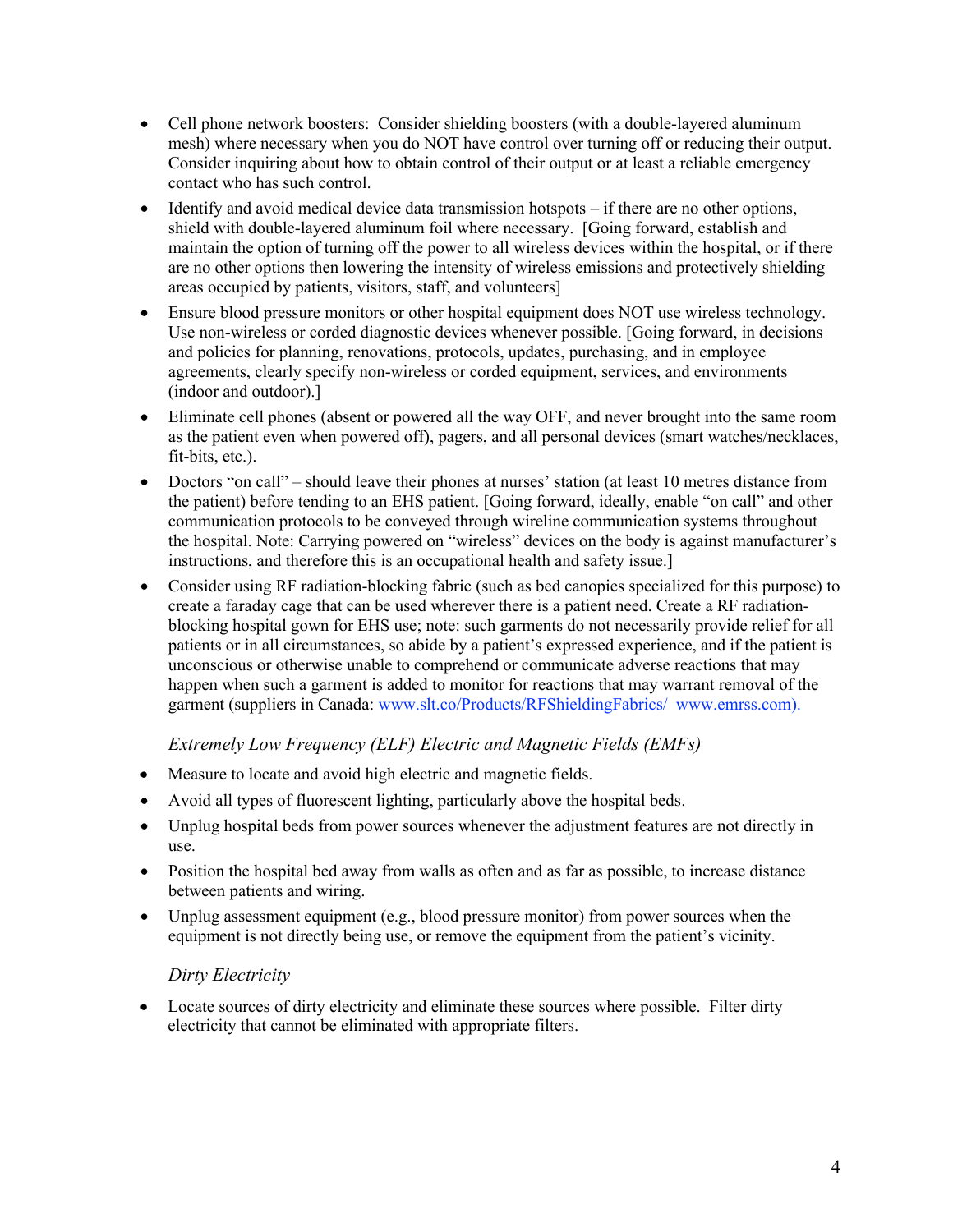- Cell phone network boosters: Consider shielding boosters (with a double-layered aluminum mesh) where necessary when you do NOT have control over turning off or reducing their output. Consider inquiring about how to obtain control of their output or at least a reliable emergency contact who has such control.
- Identify and avoid medical device data transmission hotspots – if there are no other options, shield with double-layered aluminum foil where necessary. [Going forward, establish and maintain the option of turning off the power to all wireless devices within the hospital, or if there are no other options then lowering the intensity of wireless emissions and protectively shielding areas occupied by patients, visitors, staff, and volunteers]
- Ensure blood pressure monitors or other hospital equipment does NOT use wireless technology. Use non-wireless or corded diagnostic devices whenever possible. [Going forward, in decisions and policies for planning, renovations, protocols, updates, purchasing, and in employee agreements, clearly specify non-wireless or corded equipment, services, and environments (indoor and outdoor).]
- Eliminate cell phones (absent or powered all the way OFF, and never brought into the same room as the patient even when powered off), pagers, and all personal devices (smart watches/necklaces, fit-bits, etc.).
- Doctors "on call" – should leave their phones at nurses' station (at least 10 metres distance from the patient) before tending to an EHS patient. [Going forward, ideally, enable "on call" and other communication protocols to be conveyed through wireline communication systems throughout the hospital. Note: Carrying powered on "wireless" devices on the body is against manufacturer's instructions, and therefore this is an occupational health and safety issue.]
- Consider using RF radiation-blocking fabric (such as bed canopies specialized for this purpose) to create a faraday cage that can be used wherever there is a patient need. Create a RF radiation-blocking hospital gown for EHS use; note: such garments do not necessarily provide relief for all patients or in all circumstances, so abide by a patient's expressed experience, and if the patient is unconscious or otherwise unable to comprehend or communicate adverse reactions that may happen when such a garment is added to monitor for reactions that may warrant removal of the garment (suppliers in Canada: www.slt.co/Products/RFShieldingFabrics/ www.emrss.com).

*Extremely Low Frequency (ELF) Electric and Magnetic Fields (EMFs)*

- Measure to locate and avoid high electric and magnetic fields.
- Avoid all types of fluorescent lighting, particularly above the hospital beds.
- Unplug hospital beds from power sources whenever the adjustment features are not directly in use.
- Position the hospital bed away from walls as often and as far as possible, to increase distance between patients and wiring.
- Unplug assessment equipment (e.g., blood pressure monitor) from power sources when the equipment is not directly being use, or remove the equipment from the patient's vicinity.

*Dirty Electricity*

- Locate sources of dirty electricity and eliminate these sources where possible. Filter dirty electricity that cannot be eliminated with appropriate filters.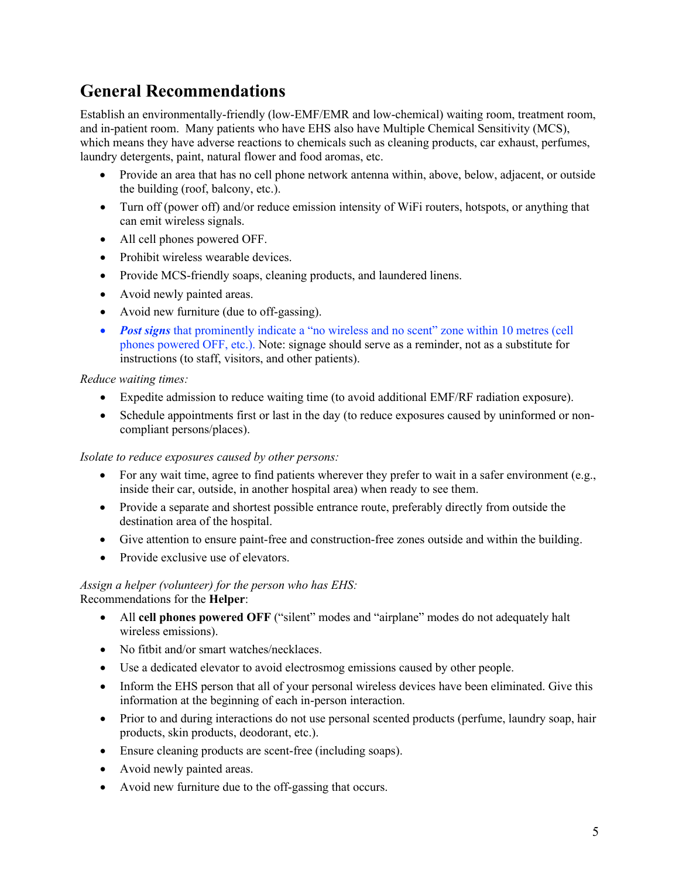## General Recommendations

Establish an environmentally-friendly (low-EMF/EMR and low-chemical) waiting room, treatment room, and in-patient room. Many patients who have EHS also have Multiple Chemical Sensitivity (MCS), which means they have adverse reactions to chemicals such as cleaning products, car exhaust, perfumes, laundry detergents, paint, natural flower and food aromas, etc.

- Provide an area that has no cell phone network antenna within, above, below, adjacent, or outside the building (roof, balcony, etc.).
- Turn off (power off) and/or reduce emission intensity of WiFi routers, hotspots, or anything that can emit wireless signals.
- All cell phones powered OFF.
- Prohibit wireless wearable devices.
- Provide MCS-friendly soaps, cleaning products, and laundered linens.
- Avoid newly painted areas.
- Avoid new furniture (due to off-gassing).
- ***Post signs*** that prominently indicate a "no wireless and no scent" zone within 10 metres (cell phones powered OFF, etc.). Note: signage should serve as a reminder, not as a substitute for instructions (to staff, visitors, and other patients).

*Reduce waiting times:*

- Expedite admission to reduce waiting time (to avoid additional EMF/RF radiation exposure).
- Schedule appointments first or last in the day (to reduce exposures caused by uninformed or non-compliant persons/places).

*Isolate to reduce exposures caused by other persons:*

- For any wait time, agree to find patients wherever they prefer to wait in a safer environment (e.g., inside their car, outside, in another hospital area) when ready to see them.
- Provide a separate and shortest possible entrance route, preferably directly from outside the destination area of the hospital.
- Give attention to ensure paint-free and construction-free zones outside and within the building.
- Provide exclusive use of elevators.

*Assign a helper (volunteer) for the person who has EHS:*
Recommendations for the **Helper**:

- All **cell phones powered OFF** ("silent" modes and "airplane" modes do not adequately halt wireless emissions).
- No fitbit and/or smart watches/necklaces.
- Use a dedicated elevator to avoid electrosmog emissions caused by other people.
- Inform the EHS person that all of your personal wireless devices have been eliminated. Give this information at the beginning of each in-person interaction.
- Prior to and during interactions do not use personal scented products (perfume, laundry soap, hair products, skin products, deodorant, etc.).
- Ensure cleaning products are scent-free (including soaps).
- Avoid newly painted areas.
- Avoid new furniture due to the off-gassing that occurs.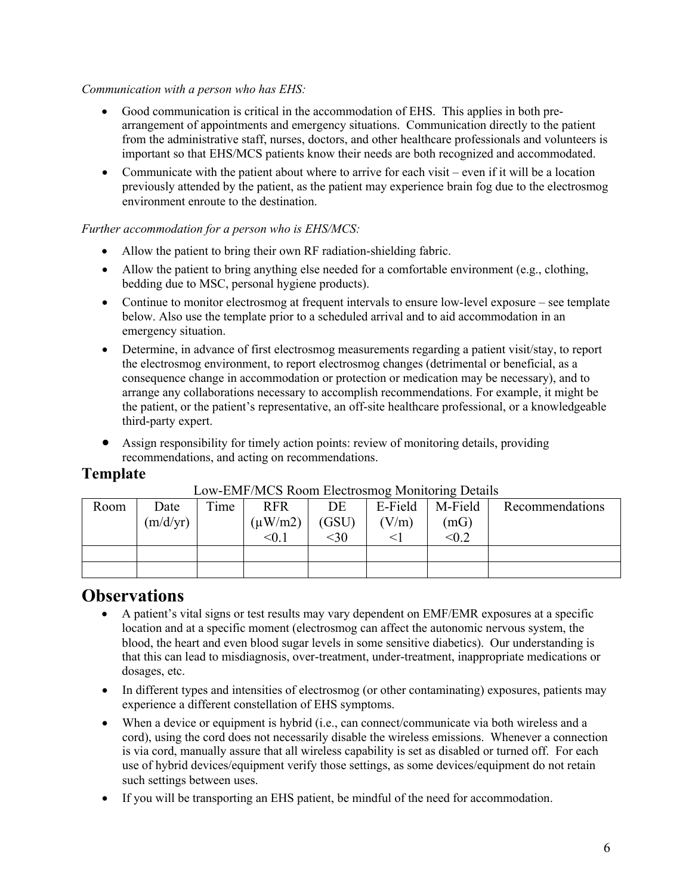*Communication with a person who has EHS:*

- Good communication is critical in the accommodation of EHS. This applies in both pre-arrangement of appointments and emergency situations. Communication directly to the patient from the administrative staff, nurses, doctors, and other healthcare professionals and volunteers is important so that EHS/MCS patients know their needs are both recognized and accommodated.
- Communicate with the patient about where to arrive for each visit – even if it will be a location previously attended by the patient, as the patient may experience brain fog due to the electrosmog environment enroute to the destination.

*Further accommodation for a person who is EHS/MCS:*

- Allow the patient to bring their own RF radiation-shielding fabric.
- Allow the patient to bring anything else needed for a comfortable environment (e.g., clothing, bedding due to MSC, personal hygiene products).
- Continue to monitor electrosmog at frequent intervals to ensure low-level exposure – see template below. Also use the template prior to a scheduled arrival and to aid accommodation in an emergency situation.
- Determine, in advance of first electrosmog measurements regarding a patient visit/stay, to report the electrosmog environment, to report electrosmog changes (detrimental or beneficial, as a consequence change in accommodation or protection or medication may be necessary), and to arrange any collaborations necessary to accomplish recommendations. For example, it might be the patient, or the patient's representative, an off-site healthcare professional, or a knowledgeable third-party expert.
- Assign responsibility for timely action points: review of monitoring details, providing recommendations, and acting on recommendations.

## Template

Low-EMF/MCS Room Electrosmog Monitoring Details

| Room | Date (m/d/yr) | Time | RFR (μW/m2) <0.1 | DE (GSU) <30 | E-Field (V/m) <1 | M-Field (mG) <0.2 | Recommendations |
|---|---|---|---|---|---|---|---|
| | | | | | | | |
| | | | | | | | |

# Observations

- A patient's vital signs or test results may vary dependent on EMF/EMR exposures at a specific location and at a specific moment (electrosmog can affect the autonomic nervous system, the blood, the heart and even blood sugar levels in some sensitive diabetics). Our understanding is that this can lead to misdiagnosis, over-treatment, under-treatment, inappropriate medications or dosages, etc.
- In different types and intensities of electrosmog (or other contaminating) exposures, patients may experience a different constellation of EHS symptoms.
- When a device or equipment is hybrid (i.e., can connect/communicate via both wireless and a cord), using the cord does not necessarily disable the wireless emissions. Whenever a connection is via cord, manually assure that all wireless capability is set as disabled or turned off. For each use of hybrid devices/equipment verify those settings, as some devices/equipment do not retain such settings between uses.
- If you will be transporting an EHS patient, be mindful of the need for accommodation.